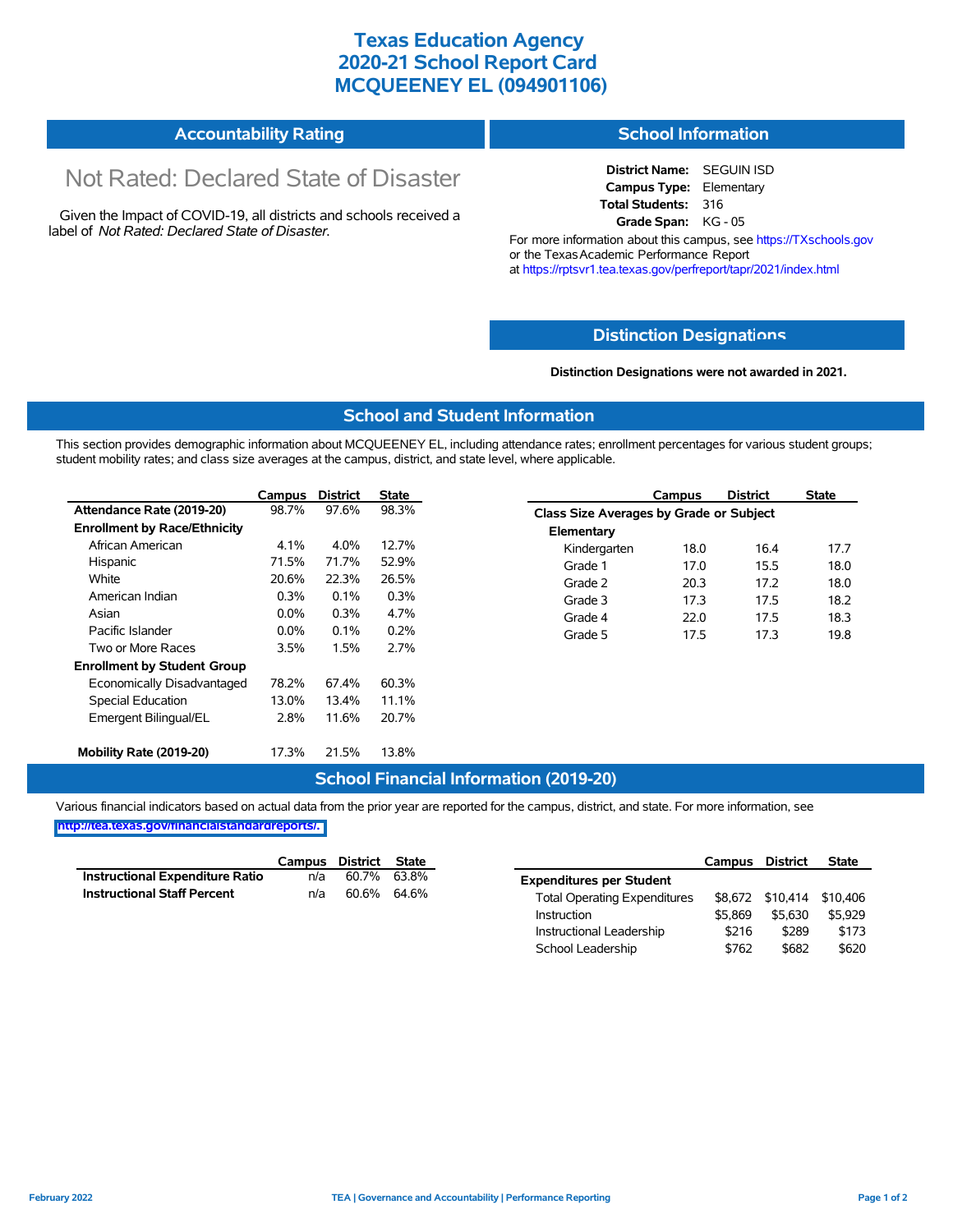# Texas Education Agency
# 2020-21 School Report Card
# MCQUEENEY EL (094901106)

## Accountability Rating

Not Rated: Declared State of Disaster

Given the Impact of COVID-19, all districts and schools received a label of *Not Rated: Declared State of Disaster*.

## School Information

**District Name:** SEGUIN ISD
**Campus Type:** Elementary
**Total Students:** 316
**Grade Span:** KG - 05

For more information about this campus, see https://TXschools.gov or the Texas Academic Performance Report at https://rptsvr1.tea.texas.gov/perfreport/tapr/2021/index.html

## Distinction Designations

**Distinction Designations were not awarded in 2021.**

## School and Student Information

This section provides demographic information about MCQUEENEY EL, including attendance rates; enrollment percentages for various student groups; student mobility rates; and class size averages at the campus, district, and state level, where applicable.

| | Campus | District | State |
|---|---|---|---|
| **Attendance Rate (2019-20)** | 98.7% | 97.6% | 98.3% |
| **Enrollment by Race/Ethnicity** | | | |
| African American | 4.1% | 4.0% | 12.7% |
| Hispanic | 71.5% | 71.7% | 52.9% |
| White | 20.6% | 22.3% | 26.5% |
| American Indian | 0.3% | 0.1% | 0.3% |
| Asian | 0.0% | 0.3% | 4.7% |
| Pacific Islander | 0.0% | 0.1% | 0.2% |
| Two or More Races | 3.5% | 1.5% | 2.7% |
| **Enrollment by Student Group** | | | |
| Economically Disadvantaged | 78.2% | 67.4% | 60.3% |
| Special Education | 13.0% | 13.4% | 11.1% |
| Emergent Bilingual/EL | 2.8% | 11.6% | 20.7% |
| **Mobility Rate (2019-20)** | 17.3% | 21.5% | 13.8% |

| | Campus | District | State |
|---|---|---|---|
| **Class Size Averages by Grade or Subject** | | | |
| **Elementary** | | | |
| Kindergarten | 18.0 | 16.4 | 17.7 |
| Grade 1 | 17.0 | 15.5 | 18.0 |
| Grade 2 | 20.3 | 17.2 | 18.0 |
| Grade 3 | 17.3 | 17.5 | 18.2 |
| Grade 4 | 22.0 | 17.5 | 18.3 |
| Grade 5 | 17.5 | 17.3 | 19.8 |

## School Financial Information (2019-20)

Various financial indicators based on actual data from the prior year are reported for the campus, district, and state. For more information, see http://tea.texas.gov/financialstandardreports/.

| | Campus | District | State |
|---|---|---|---|
| **Instructional Expenditure Ratio** | n/a | 60.7% | 63.8% |
| **Instructional Staff Percent** | n/a | 60.6% | 64.6% |

| | Campus | District | State |
|---|---|---|---|
| **Expenditures per Student** | | | |
| Total Operating Expenditures | $8,672 | $10,414 | $10,406 |
| Instruction | $5,869 | $5,630 | $5,929 |
| Instructional Leadership | $216 | $289 | $173 |
| School Leadership | $762 | $682 | $620 |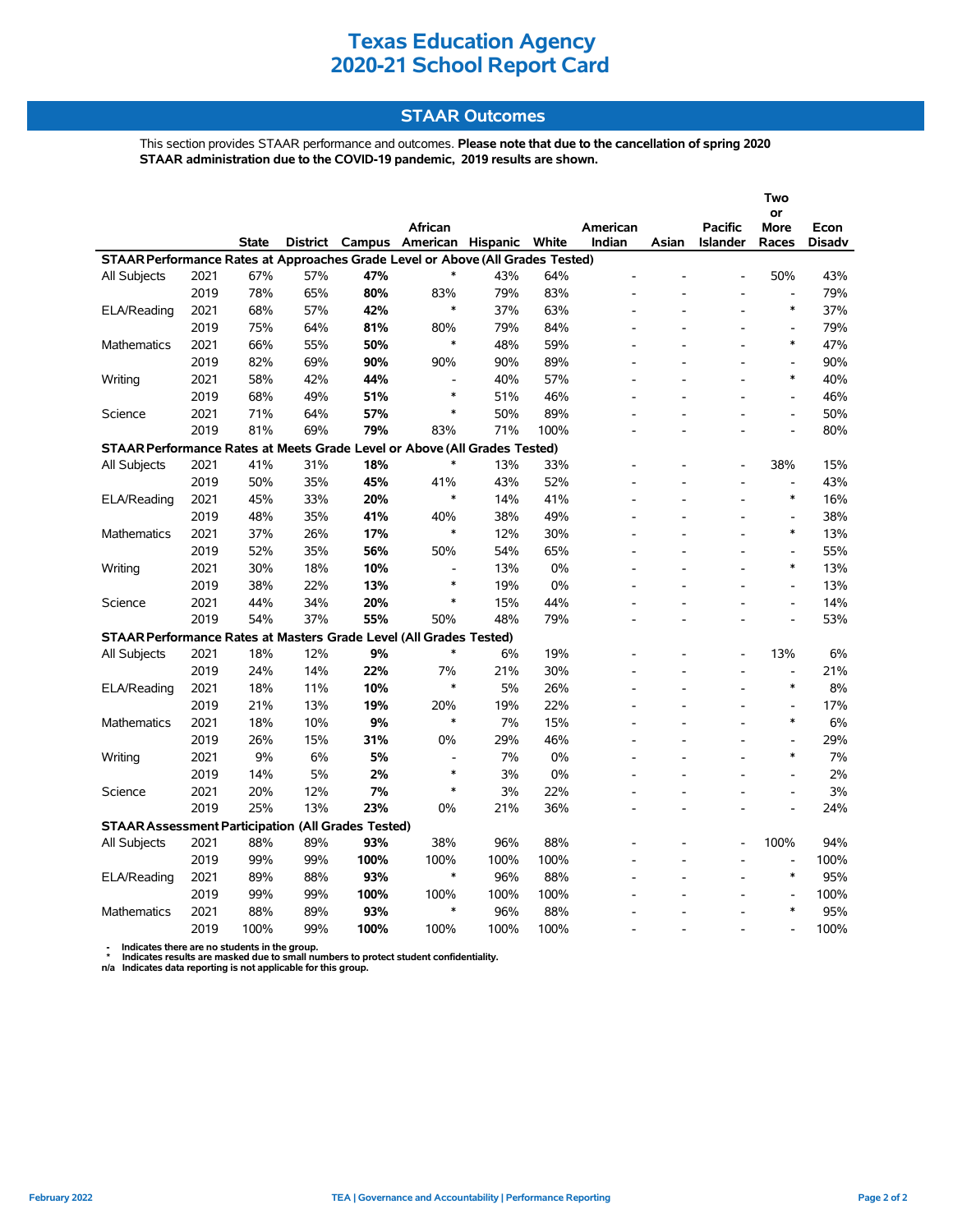# Texas Education Agency
# 2020-21 School Report Card

## STAAR Outcomes

This section provides STAAR performance and outcomes. **Please note that due to the cancellation of spring 2020 STAAR administration due to the COVID-19 pandemic, 2019 results are shown.**

| | | State | District | Campus | African American | Hispanic | White | American Indian | Asian | Pacific Islander | Two or More Races | Econ Disadv |
|---|---|---|---|---|---|---|---|---|---|---|---|---|
| **STAAR Performance Rates at Approaches Grade Level or Above (All Grades Tested)** | | | | | | | | | | | | |
| All Subjects | 2021 | 67% | 57% | **47%** | * | 43% | 64% | - | - | - | 50% | 43% |
| | 2019 | 78% | 65% | **80%** | 83% | 79% | 83% | - | - | - | - | 79% |
| ELA/Reading | 2021 | 68% | 57% | **42%** | * | 37% | 63% | - | - | - | * | 37% |
| | 2019 | 75% | 64% | **81%** | 80% | 79% | 84% | - | - | - | - | 79% |
| Mathematics | 2021 | 66% | 55% | **50%** | * | 48% | 59% | - | - | - | * | 47% |
| | 2019 | 82% | 69% | **90%** | 90% | 90% | 89% | - | - | - | - | 90% |
| Writing | 2021 | 58% | 42% | **44%** | - | 40% | 57% | - | - | - | * | 40% |
| | 2019 | 68% | 49% | **51%** | * | 51% | 46% | - | - | - | - | 46% |
| Science | 2021 | 71% | 64% | **57%** | * | 50% | 89% | - | - | - | - | 50% |
| | 2019 | 81% | 69% | **79%** | 83% | 71% | 100% | - | - | - | - | 80% |
| **STAAR Performance Rates at Meets Grade Level or Above (All Grades Tested)** | | | | | | | | | | | | |
| All Subjects | 2021 | 41% | 31% | **18%** | * | 13% | 33% | - | - | - | 38% | 15% |
| | 2019 | 50% | 35% | **45%** | 41% | 43% | 52% | - | - | - | - | 43% |
| ELA/Reading | 2021 | 45% | 33% | **20%** | * | 14% | 41% | - | - | - | * | 16% |
| | 2019 | 48% | 35% | **41%** | 40% | 38% | 49% | - | - | - | - | 38% |
| Mathematics | 2021 | 37% | 26% | **17%** | * | 12% | 30% | - | - | - | * | 13% |
| | 2019 | 52% | 35% | **56%** | 50% | 54% | 65% | - | - | - | - | 55% |
| Writing | 2021 | 30% | 18% | **10%** | - | 13% | 0% | - | - | - | * | 13% |
| | 2019 | 38% | 22% | **13%** | * | 19% | 0% | - | - | - | - | 13% |
| Science | 2021 | 44% | 34% | **20%** | * | 15% | 44% | - | - | - | - | 14% |
| | 2019 | 54% | 37% | **55%** | 50% | 48% | 79% | - | - | - | - | 53% |
| **STAAR Performance Rates at Masters Grade Level (All Grades Tested)** | | | | | | | | | | | | |
| All Subjects | 2021 | 18% | 12% | **9%** | * | 6% | 19% | - | - | - | 13% | 6% |
| | 2019 | 24% | 14% | **22%** | 7% | 21% | 30% | - | - | - | - | 21% |
| ELA/Reading | 2021 | 18% | 11% | **10%** | * | 5% | 26% | - | - | - | * | 8% |
| | 2019 | 21% | 13% | **19%** | 20% | 19% | 22% | - | - | - | - | 17% |
| Mathematics | 2021 | 18% | 10% | **9%** | * | 7% | 15% | - | - | - | * | 6% |
| | 2019 | 26% | 15% | **31%** | 0% | 29% | 46% | - | - | - | - | 29% |
| Writing | 2021 | 9% | 6% | **5%** | - | 7% | 0% | - | - | - | * | 7% |
| | 2019 | 14% | 5% | **2%** | * | 3% | 0% | - | - | - | - | 2% |
| Science | 2021 | 20% | 12% | **7%** | * | 3% | 22% | - | - | - | - | 3% |
| | 2019 | 25% | 13% | **23%** | 0% | 21% | 36% | - | - | - | - | 24% |
| **STAAR Assessment Participation (All Grades Tested)** | | | | | | | | | | | | |
| All Subjects | 2021 | 88% | 89% | **93%** | 38% | 96% | 88% | - | - | - | 100% | 94% |
| | 2019 | 99% | 99% | **100%** | 100% | 100% | 100% | - | - | - | - | 100% |
| ELA/Reading | 2021 | 89% | 88% | **93%** | * | 96% | 88% | - | - | - | * | 95% |
| | 2019 | 99% | 99% | **100%** | 100% | 100% | 100% | - | - | - | - | 100% |
| Mathematics | 2021 | 88% | 89% | **93%** | * | 96% | 88% | - | - | - | * | 95% |
| | 2019 | 100% | 99% | **100%** | 100% | 100% | 100% | - | - | - | - | 100% |

- Indicates there are no students in the group.
\* Indicates results are masked due to small numbers to protect student confidentiality.
n/a Indicates data reporting is not applicable for this group.